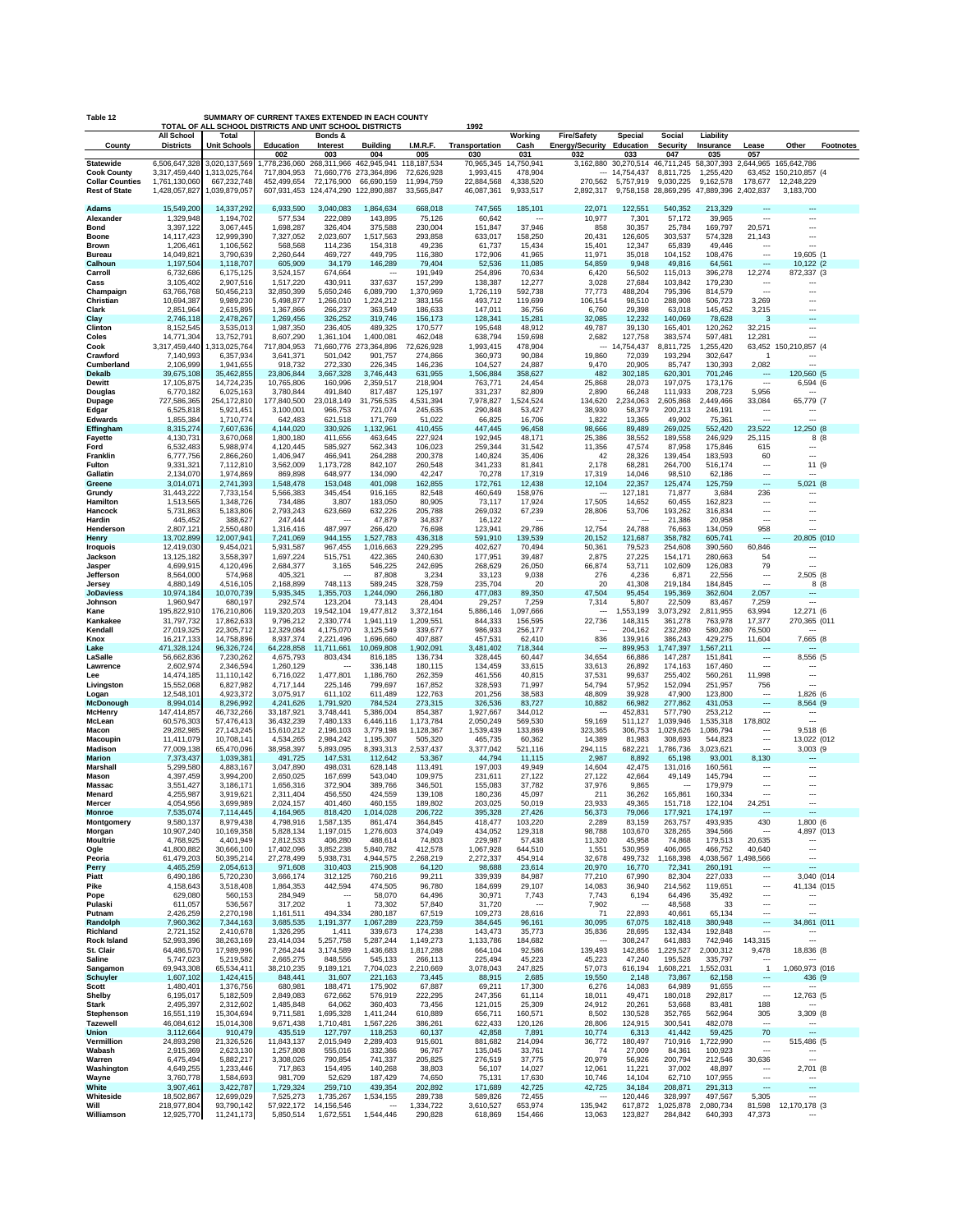**Table 12** SUMMARY OF CURRENT TAXES EXTENDED IN EACH COUNTY
TOTAL OF ALL SCHOOL DISTRICTS AND UNIT SCHOOL DISTRICTS 1992

| County | All School Districts | Total Unit Schools | Education 002 | Bonds & Interest 003 | Building 004 | I.M.R.F. 005 | Transportation 030 | Working Cash 031 | Fire/Safety Energy/Security 032 | Special Education 033 | Social Security 047 | Liability Insurance 035 | Lease 057 | Other | Footnotes |
|---|---|---|---|---|---|---|---|---|---|---|---|---|---|---|---|
| **Statewide** | 6,506,647,328 | 3,020,137,569 | 1,778,236,060 | 268,311,966 | 462,945,941 | 118,187,534 | 70,965,345 | 14,750,941 | 3,162,880 | 30,270,514 | 46,711,245 | 58,307,393 | 2,644,965 | 165,642,786 | |
| **Cook County** | 3,317,459,440 | 1,313,025,764 | 717,804,953 | 71,660,776 | 273,364,896 | 72,626,928 | 1,993,415 | 478,904 | --- | 14,754,437 | 8,811,725 | 1,255,420 | 63,452 | 150,210,857 | (4 |
| **Collar Counties** | 1,761,130,060 | 667,232,748 | 452,499,654 | 72,176,900 | 66,690,159 | 11,994,759 | 22,884,568 | 4,338,520 | 270,562 | 5,757,919 | 9,030,225 | 9,162,578 | 178,677 | 12,248,229 | |
| **Rest of State** | 1,428,057,827 | 1,039,879,057 | 607,931,453 | 124,474,290 | 122,890,887 | 33,565,847 | 46,087,361 | 9,933,517 | 2,892,317 | 9,758,158 | 28,869,295 | 47,889,396 | 2,402,837 | 3,183,700 | |
| **Adams** | 15,549,200 | 14,337,292 | 6,933,590 | 3,040,083 | 1,864,634 | 668,018 | 747,565 | 185,101 | 22,071 | 122,551 | 540,352 | 213,329 | --- | --- | |
| **Alexander** | 1,329,948 | 1,194,702 | 577,534 | 222,089 | 143,895 | 75,126 | 60,642 | --- | 10,977 | 7,301 | 57,172 | 39,965 | --- | --- | |
| **Bond** | 3,397,122 | 3,067,445 | 1,698,287 | 326,404 | 375,588 | 230,004 | 151,847 | 37,946 | 858 | 30,357 | 25,784 | 169,797 | 20,571 | --- | |
| **Boone** | 14,117,423 | 12,999,390 | 7,327,052 | 2,023,607 | 1,517,563 | 293,858 | 633,017 | 158,250 | 20,431 | 126,605 | 303,537 | 574,328 | 21,143 | --- | |
| **Brown** | 1,206,461 | 1,106,562 | 568,568 | 114,236 | 154,318 | 49,236 | 61,737 | 15,434 | 15,401 | 12,347 | 65,839 | 49,446 | --- | --- | |
| **Bureau** | 14,049,821 | 3,790,639 | 2,260,644 | 469,727 | 449,795 | 116,380 | 172,906 | 41,965 | 11,971 | 35,018 | 104,152 | 108,476 | --- | 19,605 | (1 |
| **Calhoun** | 1,197,504 | 1,118,707 | 605,909 | 34,179 | 146,289 | 79,404 | 52,536 | 11,085 | 54,859 | 9,948 | 49,816 | 64,561 | --- | 10,122 | (2 |
| **Carroll** | 6,732,686 | 6,175,125 | 3,524,157 | 674,664 | --- | 191,949 | 254,896 | 70,634 | 6,420 | 56,502 | 115,013 | 396,278 | 12,274 | 872,337 | (3 |
| **Cass** | 3,105,402 | 2,907,516 | 1,517,220 | 430,911 | 337,637 | 157,299 | 138,387 | 12,277 | 3,028 | 27,684 | 103,842 | 179,230 | --- | --- | |
| **Champaign** | 63,766,768 | 50,456,213 | 32,850,399 | 5,650,246 | 6,089,790 | 1,370,969 | 1,726,119 | 592,738 | 77,773 | 488,204 | 795,396 | 814,579 | --- | --- | |
| **Christian** | 10,694,387 | 9,989,230 | 5,498,877 | 1,266,010 | 1,224,212 | 383,156 | 493,712 | 119,699 | 106,154 | 98,510 | 288,908 | 506,723 | 3,269 | --- | |
| **Clark** | 2,851,964 | 2,615,895 | 1,367,866 | 266,237 | 363,549 | 186,633 | 147,011 | 36,756 | 6,760 | 29,398 | 63,018 | 145,452 | 3,215 | --- | |
| **Clay** | 2,746,118 | 2,478,267 | 1,269,456 | 326,252 | 319,746 | 156,173 | 128,341 | 15,281 | 32,085 | 12,232 | 140,069 | 78,628 | 3 | --- | |
| **Clinton** | 8,152,545 | 3,535,013 | 1,987,350 | 236,405 | 489,325 | 170,577 | 195,648 | 48,912 | 49,787 | 39,130 | 165,401 | 120,262 | 32,215 | --- | |
| **Coles** | 14,771,304 | 13,752,791 | 8,607,290 | 1,361,104 | 1,400,081 | 462,048 | 638,794 | 159,698 | 2,682 | 127,758 | 383,574 | 597,481 | 12,281 | --- | |
| **Cook** | 3,317,459,440 | 1,313,025,764 | 717,804,953 | 71,660,776 | 273,364,896 | 72,626,928 | 1,993,415 | 478,904 | --- | 14,754,437 | 8,811,725 | 1,255,420 | 63,452 | 150,210,857 | (4 |
| **Crawford** | 7,140,993 | 6,357,934 | 3,641,371 | 501,042 | 901,757 | 274,866 | 360,973 | 90,084 | 19,860 | 72,039 | 193,294 | 302,647 | 1 | --- | |
| **Cumberland** | 2,106,999 | 1,941,655 | 918,732 | 272,330 | 226,345 | 146,236 | 104,527 | 24,887 | 9,470 | 20,905 | 85,747 | 130,393 | 2,082 | --- | |
| **Dekalb** | 39,675,108 | 35,462,855 | 23,806,844 | 3,667,328 | 3,746,443 | 631,955 | 1,506,884 | 358,627 | 482 | 302,185 | 620,301 | 701,246 | --- | 120,560 | (5 |
| **Dewitt** | 17,105,875 | 14,724,235 | 10,765,806 | 160,996 | 2,359,517 | 218,904 | 763,771 | 24,454 | 25,868 | 28,073 | 197,075 | 173,176 | --- | 6,594 | (6 |
| **Douglas** | 6,770,182 | 6,025,163 | 3,780,844 | 491,840 | 817,487 | 125,197 | 331,237 | 82,809 | 2,890 | 66,248 | 111,933 | 208,723 | 5,956 | --- | |
| **Dupage** | 727,586,365 | 254,172,810 | 177,840,500 | 23,018,149 | 31,756,535 | 4,531,394 | 7,978,827 | 1,524,524 | 134,620 | 2,234,063 | 2,605,868 | 2,449,466 | 33,084 | 65,779 | (7 |
| **Edgar** | 6,525,818 | 5,921,451 | 3,100,001 | 966,753 | 721,074 | 245,635 | 290,848 | 53,427 | 38,930 | 58,379 | 200,213 | 246,191 | --- | --- | |
| **Edwards** | 1,855,384 | 1,710,774 | 642,483 | 621,518 | 171,769 | 51,022 | 66,825 | 16,706 | 1,822 | 13,365 | 49,902 | 75,361 | --- | --- | |
| **Effingham** | 8,315,274 | 7,607,636 | 4,144,020 | 330,926 | 1,132,961 | 410,455 | 447,445 | 96,458 | 98,666 | 89,489 | 269,025 | 552,420 | 23,522 | 12,250 | (8 |
| **Fayette** | 4,130,731 | 3,670,068 | 1,800,180 | 411,656 | 463,645 | 227,924 | 192,945 | 48,171 | 25,386 | 38,552 | 189,558 | 246,929 | 25,115 | 8 | (8 |
| **Ford** | 6,532,483 | 5,988,974 | 4,120,445 | 585,927 | 562,343 | 106,023 | 259,344 | 31,542 | 11,356 | 47,574 | 87,958 | 175,846 | 615 | --- | |
| **Franklin** | 6,777,756 | 2,866,260 | 1,406,947 | 466,941 | 264,288 | 200,378 | 140,824 | 35,406 | 42 | 28,326 | 139,454 | 183,593 | 60 | --- | |
| **Fulton** | 9,331,321 | 7,112,810 | 3,562,009 | 1,173,728 | 842,107 | 260,548 | 341,233 | 81,841 | 2,178 | 68,281 | 264,700 | 516,174 | --- | 11 | (9 |
| **Gallatin** | 2,134,070 | 1,974,869 | 869,898 | 648,977 | 134,090 | 42,247 | 70,278 | 17,319 | 17,319 | 14,046 | 98,510 | 62,186 | --- | --- | |
| **Greene** | 3,014,071 | 2,741,393 | 1,548,478 | 153,048 | 401,098 | 162,855 | 172,761 | 12,438 | 12,104 | 22,357 | 125,474 | 125,759 | --- | 5,021 | (8 |
| **Grundy** | 31,443,222 | 7,733,154 | 5,566,383 | 345,454 | 916,165 | 82,548 | 460,649 | 158,976 | --- | 127,181 | 71,877 | 3,684 | 236 | --- | |
| **Hamilton** | 1,513,565 | 1,348,726 | 734,486 | 3,807 | 183,050 | 80,905 | 73,117 | 17,924 | 17,505 | 14,652 | 60,455 | 162,823 | --- | --- | |
| **Hancock** | 5,731,863 | 5,183,806 | 2,793,243 | 623,669 | 632,226 | 205,788 | 269,032 | 67,239 | 28,806 | 53,706 | 193,262 | 316,834 | --- | --- | |
| **Hardin** | 445,452 | 388,627 | 247,444 | --- | 47,879 | 34,837 | 16,122 | --- | --- | --- | 21,386 | 20,958 | --- | --- | |
| **Henderson** | 2,807,121 | 2,550,480 | 1,316,416 | 487,997 | 266,420 | 76,698 | 123,941 | 29,786 | 12,754 | 24,788 | 76,663 | 134,059 | 958 | --- | |
| **Henry** | 13,702,899 | 12,007,941 | 7,241,069 | 944,155 | 1,527,783 | 436,318 | 591,910 | 139,539 | 20,152 | 121,687 | 358,782 | 605,741 | --- | 20,805 | (10 |
| **Iroquois** | 12,419,030 | 9,454,021 | 5,931,587 | 967,455 | 1,016,663 | 229,295 | 402,627 | 70,494 | 50,361 | 79,523 | 254,608 | 390,560 | 60,846 | --- | |
| **Jackson** | 13,125,182 | 3,558,397 | 1,697,224 | 515,751 | 422,365 | 240,630 | 177,951 | 39,487 | 2,875 | 27,225 | 154,171 | 280,663 | 54 | --- | |
| **Jasper** | 4,699,915 | 4,120,496 | 2,684,377 | 3,165 | 546,225 | 242,695 | 268,629 | 26,050 | 66,874 | 53,711 | 102,609 | 126,083 | 79 | --- | |
| **Jefferson** | 8,564,000 | 574,968 | 405,321 | --- | 87,808 | 3,234 | 33,123 | 9,038 | 276 | 4,236 | 6,871 | 22,556 | --- | 2,505 | (8 |
| **Jersey** | 4,880,149 | 4,516,105 | 2,168,899 | 748,113 | 589,245 | 328,759 | 235,704 | 20 | 20 | 41,308 | 219,184 | 184,845 | --- | 8 | (8 |
| **JoDaviess** | 10,974,184 | 10,070,739 | 5,935,345 | 1,355,703 | 1,244,090 | 266,180 | 477,083 | 89,350 | 47,504 | 95,454 | 195,369 | 362,604 | 2,057 | --- | |
| **Johnson** | 1,960,947 | 680,197 | 292,574 | 123,204 | 73,143 | 28,404 | 29,257 | 7,259 | 7,314 | 5,807 | 22,509 | 83,467 | 7,259 | --- | |
| **Kane** | 195,822,910 | 176,210,806 | 119,320,203 | 19,542,104 | 19,477,812 | 3,372,164 | 5,886,146 | 1,097,666 | --- | 1,553,199 | 3,073,292 | 2,811,955 | 63,994 | 12,271 | (6 |
| **Kankakee** | 31,797,732 | 17,862,633 | 9,796,212 | 2,330,774 | 1,941,119 | 1,209,551 | 844,333 | 156,595 | 22,736 | 148,315 | 361,278 | 763,978 | 17,377 | 270,365 | (11 |
| **Kendall** | 27,019,325 | 22,305,712 | 12,329,084 | 4,175,070 | 3,125,549 | 339,677 | 986,933 | 256,177 | --- | 204,162 | 232,280 | 580,280 | 76,500 | --- | |
| **Knox** | 16,217,133 | 14,758,896 | 8,937,374 | 2,221,496 | 1,696,660 | 407,887 | 457,531 | 62,410 | 836 | 139,916 | 386,243 | 429,275 | 11,604 | 7,665 | (8 |
| **Lake** | 471,328,124 | 96,326,724 | 64,228,858 | 11,711,661 | 10,069,808 | 1,902,091 | 3,481,402 | 718,344 | --- | 899,953 | 1,747,397 | 1,567,211 | --- | --- | |
| **LaSalle** | 56,662,836 | 7,230,262 | 4,675,793 | 803,434 | 816,185 | 136,734 | 328,445 | 60,447 | 34,654 | 66,886 | 147,287 | 151,841 | --- | 8,556 | (5 |
| **Lawrence** | 2,602,974 | 2,346,594 | 1,260,129 | --- | 336,148 | 180,115 | 134,459 | 33,615 | 33,613 | 26,892 | 174,163 | 167,460 | --- | --- | |
| **Lee** | 14,474,185 | 11,110,142 | 6,716,022 | 1,477,801 | 1,186,760 | 262,359 | 461,556 | 40,815 | 37,531 | 99,637 | 255,402 | 560,261 | 11,998 | --- | |
| **Livingston** | 15,552,068 | 6,827,982 | 4,717,144 | 225,146 | 799,697 | 167,852 | 328,593 | 71,997 | 54,794 | 57,952 | 152,094 | 251,957 | 756 | --- | |
| **Logan** | 12,548,101 | 4,923,372 | 3,075,917 | 611,102 | 611,489 | 122,763 | 201,256 | 38,583 | 48,809 | 39,928 | 47,900 | 123,800 | --- | 1,826 | (6 |
| **McDonough** | 8,994,014 | 8,296,992 | 4,241,626 | 1,791,920 | 784,524 | 273,315 | 326,536 | 83,727 | 10,882 | 66,982 | 277,862 | 431,053 | --- | 8,564 | (9 |
| **McHenry** | 147,414,857 | 46,732,266 | 33,187,921 | 3,748,441 | 5,386,004 | 854,387 | 1,927,667 | 344,012 | --- | 452,831 | 577,790 | 253,212 | --- | --- | |
| **McLean** | 60,576,303 | 57,476,413 | 36,432,239 | 7,480,133 | 6,446,116 | 1,173,784 | 2,050,249 | 569,530 | 59,169 | 511,127 | 1,039,946 | 1,535,318 | 178,802 | --- | |
| **Macon** | 29,282,985 | 27,143,245 | 15,610,212 | 2,196,103 | 3,779,198 | 1,128,367 | 1,539,439 | 133,869 | 323,365 | 306,753 | 1,029,626 | 1,086,794 | --- | 9,518 | (6 |
| **Macoupin** | 11,411,079 | 10,708,141 | 4,534,265 | 2,984,242 | 1,195,307 | 505,320 | 465,735 | 60,362 | 14,389 | 81,983 | 308,693 | 544,823 | --- | 13,022 | (12 |
| **Madison** | 77,009,138 | 65,470,096 | 38,958,397 | 5,893,095 | 8,393,313 | 2,537,437 | 3,377,042 | 521,116 | 294,115 | 682,221 | 1,786,736 | 3,023,621 | --- | 3,003 | (9 |
| **Marion** | 7,373,437 | 1,039,381 | 491,725 | 147,531 | 112,642 | 53,367 | 44,794 | 11,115 | 2,987 | 8,892 | 65,198 | 93,001 | 8,130 | --- | |
| **Marshall** | 5,299,580 | 4,883,167 | 3,047,890 | 498,031 | 628,148 | 113,491 | 197,003 | 49,949 | 14,604 | 42,475 | 131,016 | 160,561 | --- | --- | |
| **Mason** | 4,397,459 | 3,994,200 | 2,650,025 | 167,699 | 543,040 | 109,975 | 231,611 | 27,122 | 27,122 | 42,664 | 49,149 | 145,794 | --- | --- | |
| **Massac** | 3,551,427 | 3,186,171 | 1,656,316 | 372,904 | 389,766 | 346,501 | 155,083 | 37,782 | 37,976 | 9,865 | --- | 179,979 | --- | --- | |
| **Menard** | 4,255,987 | 3,919,621 | 2,311,404 | 456,550 | 424,559 | 139,108 | 180,236 | 45,097 | 211 | 36,262 | 165,861 | 160,334 | --- | --- | |
| **Mercer** | 4,054,956 | 3,699,989 | 2,024,157 | 401,460 | 460,155 | 189,802 | 203,025 | 50,019 | 23,933 | 49,365 | 151,718 | 122,104 | 24,251 | --- | |
| **Monroe** | 7,535,074 | 7,114,445 | 4,164,965 | 818,420 | 1,014,028 | 206,722 | 395,328 | 27,426 | 56,373 | 79,066 | 177,921 | 174,197 | --- | --- | |
| **Montgomery** | 9,580,137 | 8,979,438 | 4,798,916 | 1,587,135 | 861,474 | 364,845 | 418,477 | 103,220 | 2,289 | 83,159 | 263,757 | 493,935 | 430 | 1,800 | (6 |
| **Morgan** | 10,907,240 | 10,169,358 | 5,828,134 | 1,197,015 | 1,276,603 | 374,049 | 434,052 | 129,318 | 98,788 | 103,670 | 328,265 | 394,566 | --- | 4,897 | (13 |
| **Moultrie** | 4,768,925 | 4,401,949 | 2,812,533 | 406,280 | 488,614 | 74,803 | 229,987 | 57,438 | 11,320 | 45,958 | 74,868 | 179,513 | 20,635 | --- | |
| **Ogle** | 41,800,882 | 30,666,100 | 17,402,096 | 3,852,238 | 5,840,782 | 412,578 | 1,067,928 | 644,510 | 1,551 | 530,959 | 406,065 | 466,752 | 40,640 | --- | |
| **Peoria** | 61,479,203 | 50,395,214 | 27,278,499 | 5,938,731 | 4,944,575 | 2,268,219 | 2,272,337 | 454,914 | 32,678 | 499,732 | 1,168,398 | 4,038,567 | 1,498,566 | --- | |
| **Perry** | 4,465,259 | 2,054,613 | 971,608 | 310,403 | 215,908 | 64,120 | 98,688 | 23,614 | 20,970 | 16,770 | 72,341 | 260,191 | --- | --- | |
| **Piatt** | 6,490,186 | 5,720,230 | 3,666,174 | 312,125 | 760,216 | 99,211 | 339,939 | 84,987 | 77,210 | 67,990 | 82,304 | 227,033 | --- | 3,040 | (14 |
| **Pike** | 4,158,643 | 3,518,408 | 1,864,353 | 442,594 | 474,505 | 96,780 | 184,699 | 29,107 | 14,083 | 36,940 | 214,562 | 119,651 | --- | 41,134 | (15 |
| **Pope** | 629,080 | 560,153 | 284,949 | --- | 58,070 | 64,496 | 30,971 | 7,743 | 7,743 | 6,194 | 64,496 | 35,492 | --- | --- | |
| **Pulaski** | 611,057 | 536,567 | 317,202 | 1 | 73,302 | 57,840 | 31,720 | --- | 7,902 | --- | 48,568 | 33 | --- | --- | |
| **Putnam** | 2,426,259 | 2,270,198 | 1,161,511 | 494,334 | 280,187 | 67,519 | 109,273 | 28,616 | 71 | 22,893 | 40,661 | 65,134 | --- | --- | |
| **Randolph** | 7,960,362 | 7,344,163 | 3,685,535 | 1,191,377 | 1,067,289 | 223,759 | 384,645 | 96,161 | 30,095 | 67,075 | 182,418 | 380,948 | --- | 34,861 | (11 |
| **Richland** | 2,721,152 | 2,410,678 | 1,326,295 | 1,411 | 339,673 | 174,238 | 143,473 | 35,773 | 35,836 | 28,695 | 132,434 | 192,848 | --- | --- | |
| **Rock Island** | 52,993,396 | 38,263,169 | 23,414,034 | 5,257,758 | 5,287,244 | 1,149,273 | 1,133,786 | 184,682 | --- | 308,247 | 641,883 | 742,946 | 143,315 | --- | |
| **St. Clair** | 64,486,570 | 17,989,996 | 7,264,244 | 3,174,589 | 1,436,683 | 1,817,288 | 664,104 | 92,586 | 139,493 | 142,856 | 1,229,527 | 2,000,312 | 9,478 | 18,836 | (8 |
| **Saline** | 5,747,023 | 5,219,582 | 2,665,275 | 848,556 | 545,133 | 266,113 | 225,494 | 45,223 | 45,223 | 47,240 | 195,528 | 335,797 | --- | --- | |
| **Sangamon** | 69,943,308 | 65,534,411 | 38,210,235 | 9,189,121 | 7,704,023 | 2,210,669 | 3,078,043 | 247,825 | 57,073 | 616,194 | 1,608,221 | 1,552,031 | 1 | 1,060,973 | (16 |
| **Schuyler** | 1,607,102 | 1,424,415 | 848,441 | 31,607 | 221,163 | 73,445 | 88,915 | 2,685 | 19,550 | 2,148 | 73,867 | 62,158 | --- | 436 | (9 |
| **Scott** | 1,480,401 | 1,376,756 | 680,981 | 188,471 | 175,902 | 67,887 | 69,211 | 17,300 | 6,276 | 14,083 | 64,989 | 91,655 | --- | --- | |
| **Shelby** | 6,195,017 | 5,182,509 | 2,849,083 | 672,662 | 576,919 | 222,295 | 247,356 | 61,114 | 18,011 | 49,471 | 180,018 | 292,817 | --- | 12,763 | (5 |
| **Stark** | 2,495,397 | 2,312,602 | 1,485,848 | 64,062 | 360,403 | 73,456 | 121,015 | 25,309 | 24,912 | 20,261 | 53,668 | 83,481 | 188 | --- | |
| **Stephenson** | 16,551,119 | 15,304,694 | 9,711,581 | 1,695,328 | 1,411,244 | 610,889 | 656,711 | 160,571 | 8,502 | 130,528 | 352,765 | 562,964 | 305 | 3,309 | (8 |
| **Tazewell** | 46,084,612 | 15,014,308 | 9,671,438 | 1,710,481 | 1,567,226 | 386,261 | 622,433 | 120,126 | 28,806 | 124,915 | 300,541 | 482,078 | --- | --- | |
| **Union** | 3,112,664 | 910,479 | 435,519 | 127,797 | 118,253 | 60,137 | 42,858 | 7,891 | 10,774 | 6,313 | 41,442 | 59,425 | 70 | --- | |
| **Vermillion** | 24,893,298 | 21,326,526 | 11,843,137 | 2,015,949 | 2,289,403 | 915,601 | 881,682 | 214,094 | 36,772 | 180,497 | 710,916 | 1,722,990 | --- | 515,486 | (5 |
| **Wabash** | 2,915,369 | 2,623,130 | 1,257,808 | 555,016 | 332,366 | 96,767 | 135,045 | 33,761 | 74 | 27,009 | 84,361 | 100,923 | --- | --- | |
| **Warren** | 6,475,494 | 5,882,217 | 3,308,026 | 790,854 | 741,337 | 205,825 | 276,519 | 37,775 | 20,979 | 56,926 | 200,794 | 212,546 | 30,636 | --- | |
| **Washington** | 4,649,255 | 1,233,446 | 717,863 | 154,495 | 140,268 | 38,803 | 56,107 | 14,027 | 12,061 | 11,221 | 37,002 | 48,897 | --- | 2,701 | (8 |
| **Wayne** | 3,760,778 | 1,584,693 | 981,709 | 52,629 | 187,429 | 74,650 | 75,131 | 17,630 | 10,746 | 14,104 | 62,710 | 107,955 | --- | --- | |
| **White** | 3,907,461 | 3,422,787 | 1,729,324 | 259,710 | 439,354 | 202,892 | 171,689 | 42,725 | 42,725 | 34,188 | 208,871 | 291,313 | --- | --- | |
| **Whiteside** | 18,502,867 | 12,699,029 | 7,525,273 | 1,735,267 | 1,534,155 | 289,738 | 589,826 | 72,455 | --- | 120,446 | 328,997 | 497,567 | 5,305 | --- | |
| **Will** | 218,977,804 | 93,790,142 | 57,922,172 | 14,156,546 | --- | 1,334,722 | 3,610,527 | 653,974 | 135,942 | 617,822 | 1,025,878 | 2,080,734 | 81,598 | 12,170,178 | (3 |
| **Williamson** | 12,925,770 | 11,241,173 | 5,850,514 | 1,672,551 | 1,544,446 | 290,828 | 618,869 | 154,466 | 13,063 | 123,827 | 284,842 | 640,393 | 47,373 | --- | |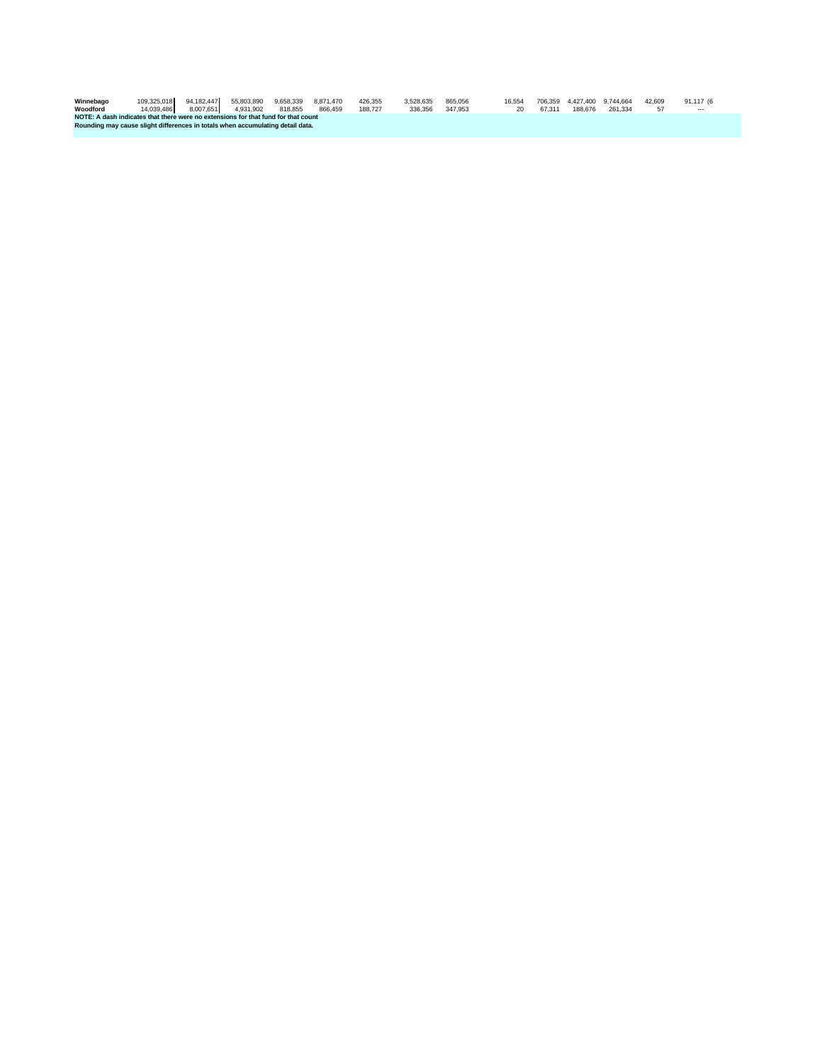| | | | | | | | | | | | | | | | |
|---|---|---|---|---|---|---|---|---|---|---|---|---|---|---|---|
| **Winnebago** | 109,325,018 | 94,182,447 | 55,803,890 | 9,658,339 | 8,871,470 | 426,355 | 3,528,635 | 865,056 | 16,554 | 706,359 | 4,427,400 | 9,744,664 | 42,609 | 91,117 | (6 |
| **Woodford** | 14,039,486 | 8,007,651 | 4,931,902 | 818,855 | 866,459 | 188,727 | 336,356 | 347,953 | 20 | 67,311 | 188,676 | 261,334 | 57 | --- | |

**NOTE: A dash indicates that there were no extensions for that fund for that count**

**Rounding may cause slight differences in totals when accumulating detail data.**